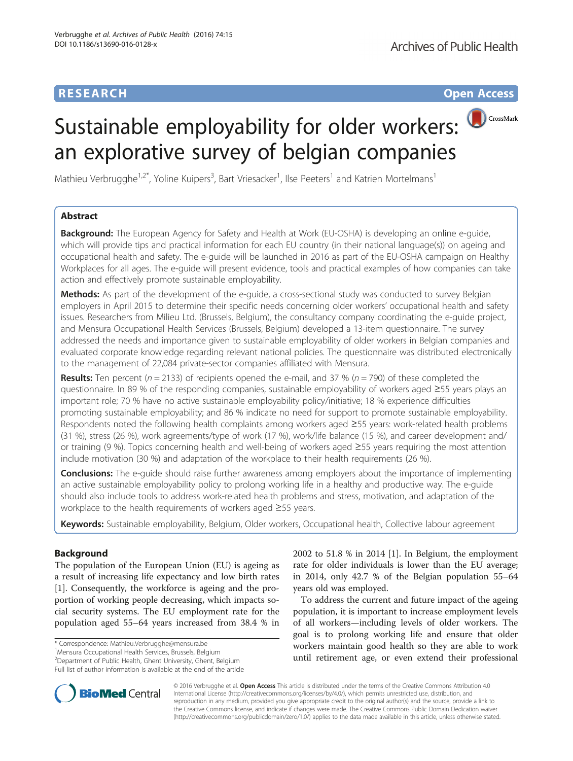RESEARCH | Open Access

# Sustainable employability for older workers: an explorative survey of belgian companies

Mathieu Verbrugghe[1,2*], Yoline Kuipers[3], Bart Vriesacker[1], Ilse Peeters[1] and Katrien Mortelmans[1]

## Abstract

**Background:** The European Agency for Safety and Health at Work (EU-OSHA) is developing an online e-guide, which will provide tips and practical information for each EU country (in their national language(s)) on ageing and occupational health and safety. The e-guide will be launched in 2016 as part of the EU-OSHA campaign on Healthy Workplaces for all ages. The e-guide will present evidence, tools and practical examples of how companies can take action and effectively promote sustainable employability.

**Methods:** As part of the development of the e-guide, a cross-sectional study was conducted to survey Belgian employers in April 2015 to determine their specific needs concerning older workers' occupational health and safety issues. Researchers from Milieu Ltd. (Brussels, Belgium), the consultancy company coordinating the e-guide project, and Mensura Occupational Health Services (Brussels, Belgium) developed a 13-item questionnaire. The survey addressed the needs and importance given to sustainable employability of older workers in Belgian companies and evaluated corporate knowledge regarding relevant national policies. The questionnaire was distributed electronically to the management of 22,084 private-sector companies affiliated with Mensura.

**Results:** Ten percent ($n = 2133$) of recipients opened the e-mail, and 37 % ($n = 790$) of these completed the questionnaire. In 89 % of the responding companies, sustainable employability of workers aged ≥55 years plays an important role; 70 % have no active sustainable employability policy/initiative; 18 % experience difficulties promoting sustainable employability; and 86 % indicate no need for support to promote sustainable employability. Respondents noted the following health complaints among workers aged ≥55 years: work-related health problems (31 %), stress (26 %), work agreements/type of work (17 %), work/life balance (15 %), and career development and/or training (9 %). Topics concerning health and well-being of workers aged ≥55 years requiring the most attention include motivation (30 %) and adaptation of the workplace to their health requirements (26 %).

**Conclusions:** The e-guide should raise further awareness among employers about the importance of implementing an active sustainable employability policy to prolong working life in a healthy and productive way. The e-guide should also include tools to address work-related health problems and stress, motivation, and adaptation of the workplace to the health requirements of workers aged ≥55 years.

**Keywords:** Sustainable employability, Belgium, Older workers, Occupational health, Collective labour agreement

## Background

The population of the European Union (EU) is ageing as a result of increasing life expectancy and low birth rates [1]. Consequently, the workforce is ageing and the proportion of working people decreasing, which impacts social security systems. The EU employment rate for the population aged 55–64 years increased from 38.4 % in 2002 to 51.8 % in 2014 [1]. In Belgium, the employment rate for older individuals is lower than the EU average; in 2014, only 42.7 % of the Belgian population 55–64 years old was employed.

To address the current and future impact of the ageing population, it is important to increase employment levels of all workers—including levels of older workers. The goal is to prolong working life and ensure that older workers maintain good health so they are able to work until retirement age, or even extend their professional

\* Correspondence: Mathieu.Verbrugghe@mensura.be
[1]Mensura Occupational Health Services, Brussels, Belgium
[2]Department of Public Health, Ghent University, Ghent, Belgium
Full list of author information is available at the end of the article

© 2016 Verbrugghe et al. **Open Access** This article is distributed under the terms of the Creative Commons Attribution 4.0 International License (http://creativecommons.org/licenses/by/4.0/), which permits unrestricted use, distribution, and reproduction in any medium, provided you give appropriate credit to the original author(s) and the source, provide a link to the Creative Commons license, and indicate if changes were made. The Creative Commons Public Domain Dedication waiver (http://creativecommons.org/publicdomain/zero/1.0/) applies to the data made available in this article, unless otherwise stated.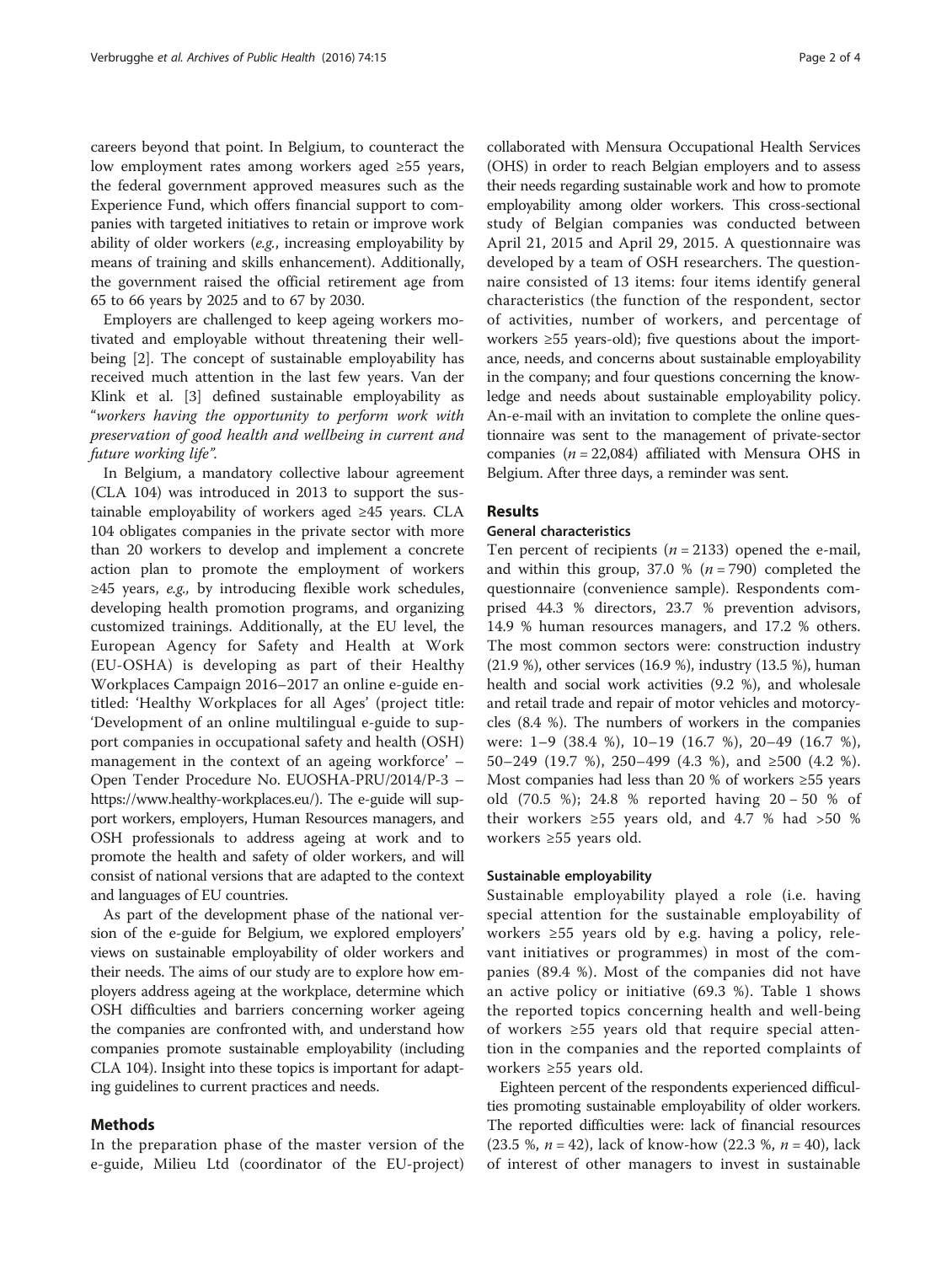careers beyond that point. In Belgium, to counteract the low employment rates among workers aged ≥55 years, the federal government approved measures such as the Experience Fund, which offers financial support to companies with targeted initiatives to retain or improve work ability of older workers (*e.g.*, increasing employability by means of training and skills enhancement). Additionally, the government raised the official retirement age from 65 to 66 years by 2025 and to 67 by 2030.

Employers are challenged to keep ageing workers motivated and employable without threatening their wellbeing [2]. The concept of sustainable employability has received much attention in the last few years. Van der Klink et al. [3] defined sustainable employability as "*workers having the opportunity to perform work with preservation of good health and wellbeing in current and future working life*".

In Belgium, a mandatory collective labour agreement (CLA 104) was introduced in 2013 to support the sustainable employability of workers aged ≥45 years. CLA 104 obligates companies in the private sector with more than 20 workers to develop and implement a concrete action plan to promote the employment of workers ≥45 years, *e.g.,* by introducing flexible work schedules, developing health promotion programs, and organizing customized trainings. Additionally, at the EU level, the European Agency for Safety and Health at Work (EU-OSHA) is developing as part of their Healthy Workplaces Campaign 2016–2017 an online e-guide entitled: 'Healthy Workplaces for all Ages' (project title: 'Development of an online multilingual e-guide to support companies in occupational safety and health (OSH) management in the context of an ageing workforce' – Open Tender Procedure No. EUOSHA-PRU/2014/P-3 – https://www.healthy-workplaces.eu/). The e-guide will support workers, employers, Human Resources managers, and OSH professionals to address ageing at work and to promote the health and safety of older workers, and will consist of national versions that are adapted to the context and languages of EU countries.

As part of the development phase of the national version of the e-guide for Belgium, we explored employers' views on sustainable employability of older workers and their needs. The aims of our study are to explore how employers address ageing at the workplace, determine which OSH difficulties and barriers concerning worker ageing the companies are confronted with, and understand how companies promote sustainable employability (including CLA 104). Insight into these topics is important for adapting guidelines to current practices and needs.

## Methods

In the preparation phase of the master version of the e-guide, Milieu Ltd (coordinator of the EU-project) collaborated with Mensura Occupational Health Services (OHS) in order to reach Belgian employers and to assess their needs regarding sustainable work and how to promote employability among older workers. This cross-sectional study of Belgian companies was conducted between April 21, 2015 and April 29, 2015. A questionnaire was developed by a team of OSH researchers. The questionnaire consisted of 13 items: four items identify general characteristics (the function of the respondent, sector of activities, number of workers, and percentage of workers ≥55 years-old); five questions about the importance, needs, and concerns about sustainable employability in the company; and four questions concerning the knowledge and needs about sustainable employability policy. An-e-mail with an invitation to complete the online questionnaire was sent to the management of private-sector companies (*n* = 22,084) affiliated with Mensura OHS in Belgium. After three days, a reminder was sent.

## Results

### General characteristics

Ten percent of recipients (*n* = 2133) opened the e-mail, and within this group, 37.0 % (*n* = 790) completed the questionnaire (convenience sample). Respondents comprised 44.3 % directors, 23.7 % prevention advisors, 14.9 % human resources managers, and 17.2 % others. The most common sectors were: construction industry (21.9 %), other services (16.9 %), industry (13.5 %), human health and social work activities (9.2 %), and wholesale and retail trade and repair of motor vehicles and motorcycles (8.4 %). The numbers of workers in the companies were: 1–9 (38.4 %), 10–19 (16.7 %), 20–49 (16.7 %), 50–249 (19.7 %), 250–499 (4.3 %), and ≥500 (4.2 %). Most companies had less than 20 % of workers ≥55 years old (70.5 %); 24.8 % reported having 20 – 50 % of their workers ≥55 years old, and 4.7 % had >50 % workers ≥55 years old.

### Sustainable employability

Sustainable employability played a role (i.e. having special attention for the sustainable employability of workers ≥55 years old by e.g. having a policy, relevant initiatives or programmes) in most of the companies (89.4 %). Most of the companies did not have an active policy or initiative (69.3 %). Table 1 shows the reported topics concerning health and well-being of workers ≥55 years old that require special attention in the companies and the reported complaints of workers ≥55 years old.

Eighteen percent of the respondents experienced difficulties promoting sustainable employability of older workers. The reported difficulties were: lack of financial resources (23.5 %, *n* = 42), lack of know-how (22.3 %, *n* = 40), lack of interest of other managers to invest in sustainable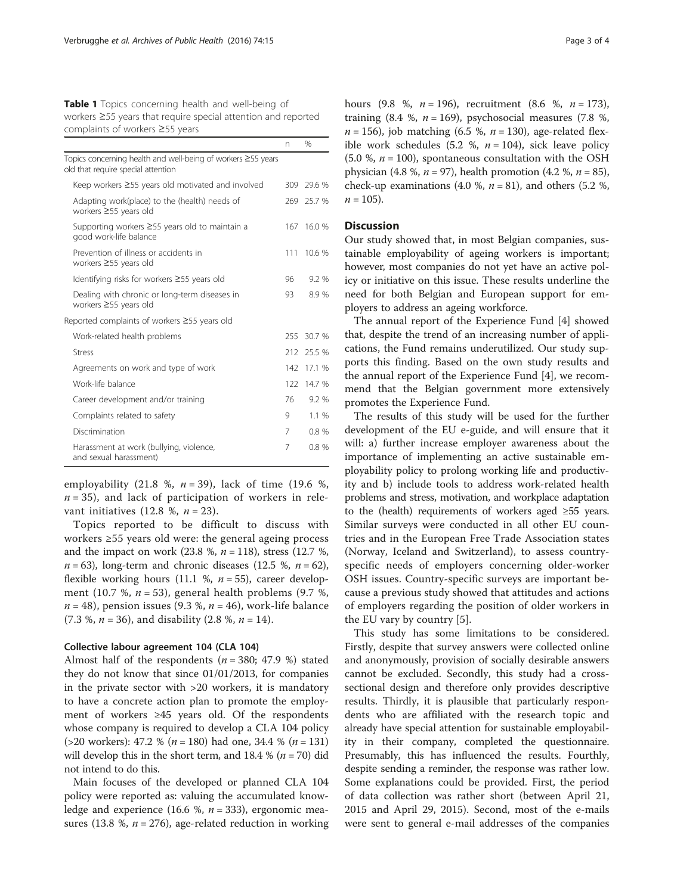**Table 1** Topics concerning health and well-being of workers ≥55 years that require special attention and reported complaints of workers ≥55 years

| | n | % |
|---|---|---|
| Topics concerning health and well-being of workers ≥55 years old that require special attention | | |
| Keep workers ≥55 years old motivated and involved | 309 | 29.6 % |
| Adapting work(place) to the (health) needs of workers ≥55 years old | 269 | 25.7 % |
| Supporting workers ≥55 years old to maintain a good work-life balance | 167 | 16.0 % |
| Prevention of illness or accidents in workers ≥55 years old | 111 | 10.6 % |
| Identifying risks for workers ≥55 years old | 96 | 9.2 % |
| Dealing with chronic or long-term diseases in workers ≥55 years old | 93 | 8.9 % |
| Reported complaints of workers ≥55 years old | | |
| Work-related health problems | 255 | 30.7 % |
| Stress | 212 | 25.5 % |
| Agreements on work and type of work | 142 | 17.1 % |
| Work-life balance | 122 | 14.7 % |
| Career development and/or training | 76 | 9.2 % |
| Complaints related to safety | 9 | 1.1 % |
| Discrimination | 7 | 0.8 % |
| Harassment at work (bullying, violence, and sexual harassment) | 7 | 0.8 % |

employability (21.8 %, $n = 39$), lack of time (19.6 %, $n = 35$), and lack of participation of workers in relevant initiatives (12.8 %, $n = 23$).

Topics reported to be difficult to discuss with workers ≥55 years old were: the general ageing process and the impact on work (23.8 %, $n = 118$), stress (12.7 %, $n = 63$), long-term and chronic diseases (12.5 %, $n = 62$), flexible working hours (11.1 %, $n = 55$), career development (10.7 %, $n = 53$), general health problems (9.7 %, $n = 48$), pension issues (9.3 %, $n = 46$), work-life balance (7.3 %, $n = 36$), and disability (2.8 %, $n = 14$).

#### Collective labour agreement 104 (CLA 104)

Almost half of the respondents ($n = 380$; 47.9 %) stated they do not know that since 01/01/2013, for companies in the private sector with >20 workers, it is mandatory to have a concrete action plan to promote the employment of workers ≥45 years old. Of the respondents whose company is required to develop a CLA 104 policy (>20 workers): 47.2 % ($n = 180$) had one, 34.4 % ($n = 131$) will develop this in the short term, and 18.4 % ($n = 70$) did not intend to do this.

Main focuses of the developed or planned CLA 104 policy were reported as: valuing the accumulated knowledge and experience (16.6 %, $n = 333$), ergonomic measures (13.8 %, $n = 276$), age-related reduction in working hours (9.8 %, $n = 196$), recruitment (8.6 %, $n = 173$), training (8.4 %, $n = 169$), psychosocial measures (7.8 %, $n = 156$), job matching (6.5 %, $n = 130$), age-related flexible work schedules (5.2 %, $n = 104$), sick leave policy (5.0 %, $n = 100$), spontaneous consultation with the OSH physician (4.8 %, $n = 97$), health promotion (4.2 %, $n = 85$), check-up examinations (4.0 %, $n = 81$), and others (5.2 %, $n = 105$).

## Discussion

Our study showed that, in most Belgian companies, sustainable employability of ageing workers is important; however, most companies do not yet have an active policy or initiative on this issue. These results underline the need for both Belgian and European support for employers to address an ageing workforce.

The annual report of the Experience Fund [4] showed that, despite the trend of an increasing number of applications, the Fund remains underutilized. Our study supports this finding. Based on the own study results and the annual report of the Experience Fund [4], we recommend that the Belgian government more extensively promotes the Experience Fund.

The results of this study will be used for the further development of the EU e-guide, and will ensure that it will: a) further increase employer awareness about the importance of implementing an active sustainable employability policy to prolong working life and productivity and b) include tools to address work-related health problems and stress, motivation, and workplace adaptation to the (health) requirements of workers aged ≥55 years. Similar surveys were conducted in all other EU countries and in the European Free Trade Association states (Norway, Iceland and Switzerland), to assess country-specific needs of employers concerning older-worker OSH issues. Country-specific surveys are important because a previous study showed that attitudes and actions of employers regarding the position of older workers in the EU vary by country [5].

This study has some limitations to be considered. Firstly, despite that survey answers were collected online and anonymously, provision of socially desirable answers cannot be excluded. Secondly, this study had a cross-sectional design and therefore only provides descriptive results. Thirdly, it is plausible that particularly respondents who are affiliated with the research topic and already have special attention for sustainable employability in their company, completed the questionnaire. Presumably, this has influenced the results. Fourthly, despite sending a reminder, the response was rather low. Some explanations could be provided. First, the period of data collection was rather short (between April 21, 2015 and April 29, 2015). Second, most of the e-mails were sent to general e-mail addresses of the companies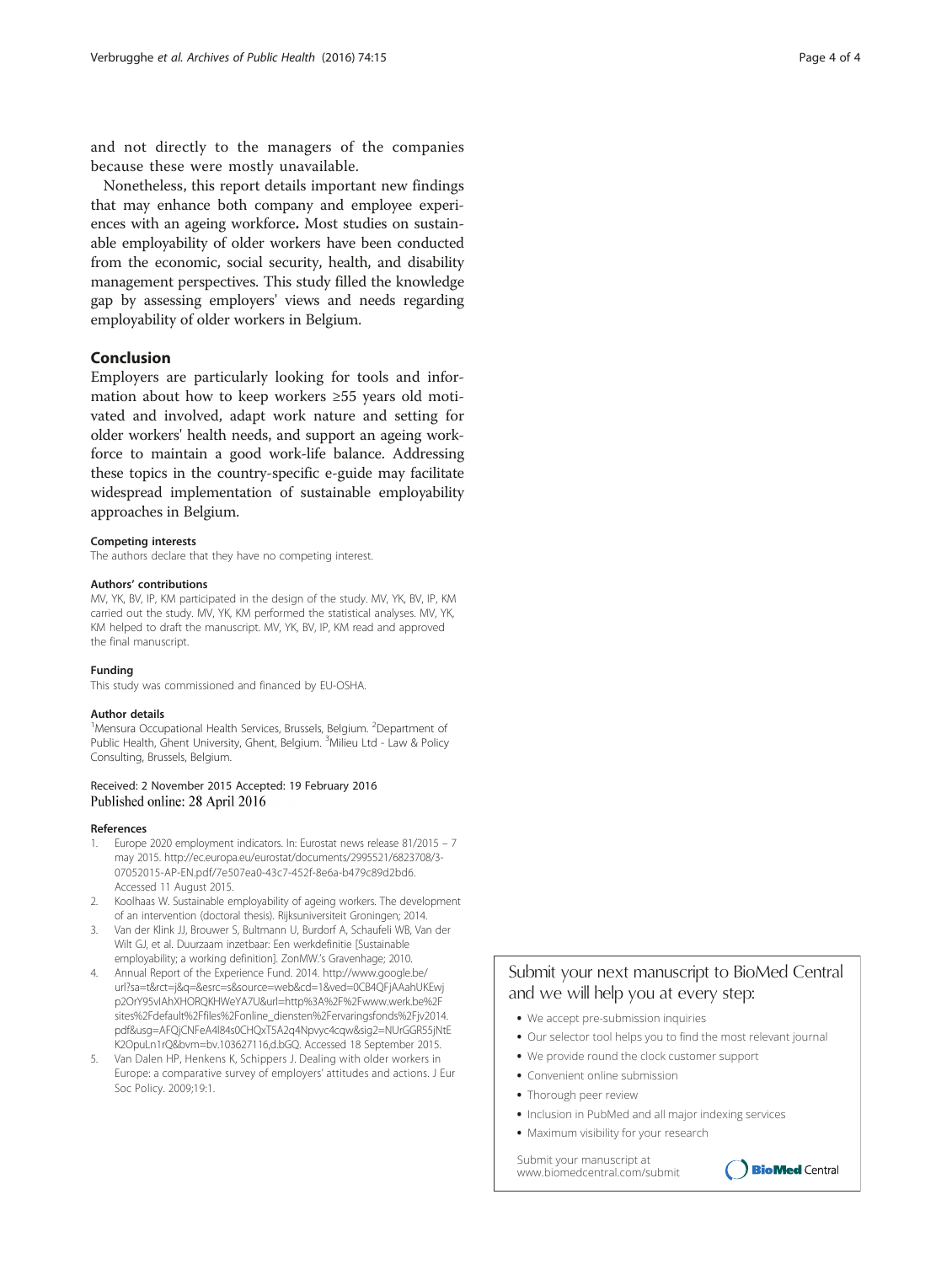and not directly to the managers of the companies because these were mostly unavailable.

Nonetheless, this report details important new findings that may enhance both company and employee experiences with an ageing workforce. Most studies on sustainable employability of older workers have been conducted from the economic, social security, health, and disability management perspectives. This study filled the knowledge gap by assessing employers' views and needs regarding employability of older workers in Belgium.

## Conclusion

Employers are particularly looking for tools and information about how to keep workers ≥55 years old motivated and involved, adapt work nature and setting for older workers' health needs, and support an ageing workforce to maintain a good work-life balance. Addressing these topics in the country-specific e-guide may facilitate widespread implementation of sustainable employability approaches in Belgium.

#### Competing interests

The authors declare that they have no competing interest.

#### Authors' contributions

MV, YK, BV, IP, KM participated in the design of the study. MV, YK, BV, IP, KM carried out the study. MV, YK, KM performed the statistical analyses. MV, YK, KM helped to draft the manuscript. MV, YK, BV, IP, KM read and approved the final manuscript.

#### Funding

This study was commissioned and financed by EU-OSHA.

#### Author details

[1]Mensura Occupational Health Services, Brussels, Belgium. [2]Department of Public Health, Ghent University, Ghent, Belgium. [3]Milieu Ltd - Law & Policy Consulting, Brussels, Belgium.

Received: 2 November 2015 Accepted: 19 February 2016
Published online: 28 April 2016

#### References

1. Europe 2020 employment indicators. In: Eurostat news release 81/2015 – 7 may 2015. http://ec.europa.eu/eurostat/documents/2995521/6823708/3-07052015-AP-EN.pdf/7e507ea0-43c7-452f-8e6a-b479c89d2bd6. Accessed 11 August 2015.
2. Koolhaas W. Sustainable employability of ageing workers. The development of an intervention (doctoral thesis). Rijksuniversiteit Groningen; 2014.
3. Van der Klink JJ, Brouwer S, Bultmann U, Burdorf A, Schaufeli WB, Van der Wilt GJ, et al. Duurzaam inzetbaar: Een werkdefinitie [Sustainable employability; a working definition]. ZonMW.'s Gravenhage; 2010.
4. Annual Report of the Experience Fund. 2014. http://www.google.be/url?sa=t&rct=j&q=&esrc=s&source=web&cd=1&ved=0CB4QFjAAahUKEwjp2OrY95vIAhXHORQKHWeYA7U&url=http%3A%2F%2Fwww.werk.be%2Fsites%2Fdefault%2Ffiles%2Fonline_diensten%2Fervaringsfonds%2Fjv2014.pdf&usg=AFQjCNFeA4l84s0CHQxT5A2q4Npvyc4cqw&sig2=NUrGGR55jNtEK2OpuLn1rQ&bvm=bv.103627116,d.bGQ. Accessed 18 September 2015.
5. Van Dalen HP, Henkens K, Schippers J. Dealing with older workers in Europe: a comparative survey of employers' attitudes and actions. J Eur Soc Policy. 2009;19:1.

Submit your next manuscript to BioMed Central and we will help you at every step:

- We accept pre-submission inquiries
- Our selector tool helps you to find the most relevant journal
- We provide round the clock customer support
- Convenient online submission
- Thorough peer review
- Inclusion in PubMed and all major indexing services
- Maximum visibility for your research

Submit your manuscript at www.biomedcentral.com/submit

BioMed Central